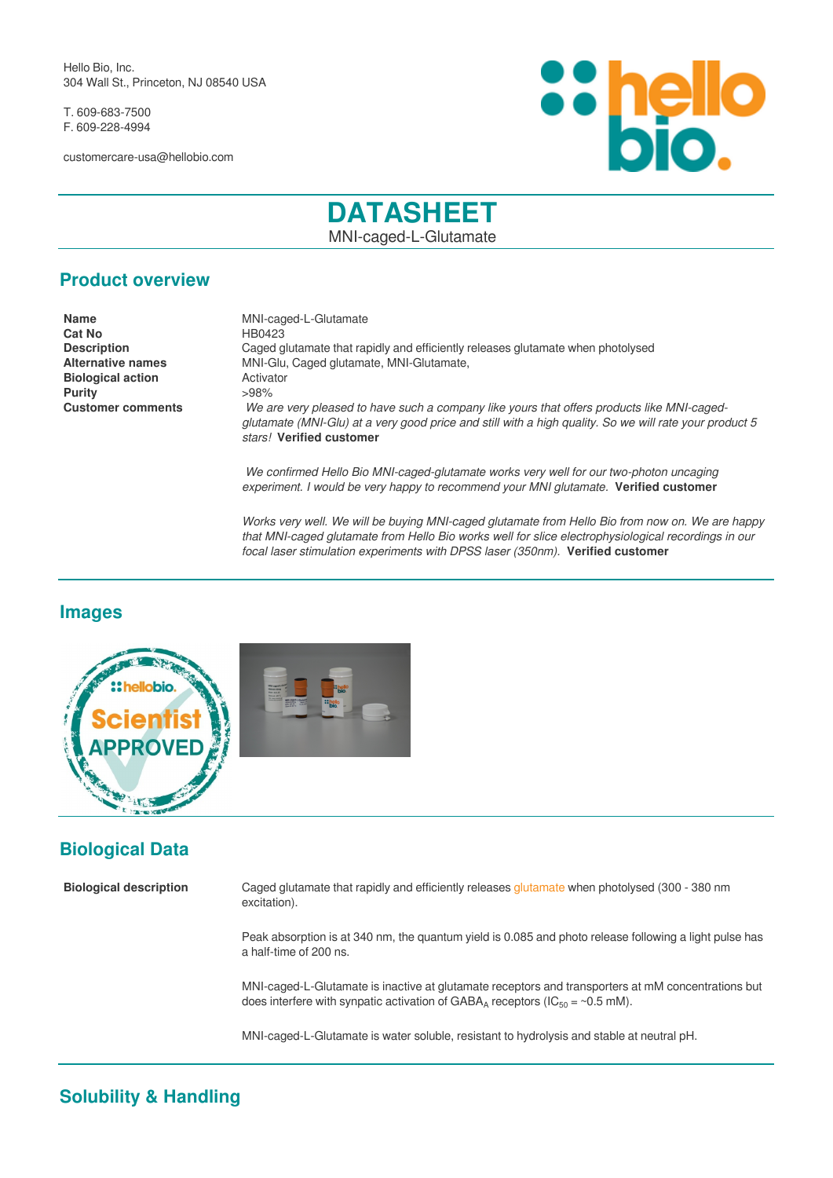Hello Bio, Inc.
304 Wall St., Princeton, NJ 08540 USA

T. 609-683-7500
F. 609-228-4994

customercare-usa@hellobio.com

# DATASHEET

MNI-caged-L-Glutamate

## Product overview

**Name** MNI-caged-L-Glutamate

**Cat No** HB0423

**Description** Caged glutamate that rapidly and efficiently releases glutamate when photolysed

**Alternative names** MNI-Glu, Caged glutamate, MNI-Glutamate,

**Biological action** Activator

**Purity** >98%

**Customer comments**

*We are very pleased to have such a company like yours that offers products like MNI-caged-glutamate (MNI-Glu) at a very good price and still with a high quality. So we will rate your product 5 stars!* **Verified customer**

*We confirmed Hello Bio MNI-caged-glutamate works very well for our two-photon uncaging experiment. I would be very happy to recommend your MNI glutamate.* **Verified customer**

*Works very well. We will be buying MNI-caged glutamate from Hello Bio from now on. We are happy that MNI-caged glutamate from Hello Bio works well for slice electrophysiological recordings in our focal laser stimulation experiments with DPSS laser (350nm).* **Verified customer**

## Images

## Biological Data

**Biological description**

Caged glutamate that rapidly and efficiently releases glutamate when photolysed (300 - 380 nm excitation).

Peak absorption is at 340 nm, the quantum yield is 0.085 and photo release following a light pulse has a half-time of 200 ns.

MNI-caged-L-Glutamate is inactive at glutamate receptors and transporters at mM concentrations but does interfere with synpatic activation of $GABA_A$ receptors ($IC_{50}$ = ~0.5 mM).

MNI-caged-L-Glutamate is water soluble, resistant to hydrolysis and stable at neutral pH.

## Solubility & Handling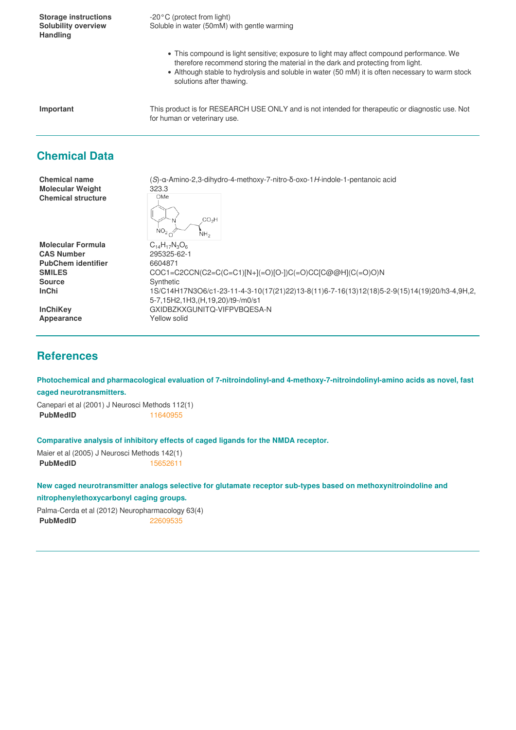| | |
|---|---|
| **Storage instructions** | -20°C (protect from light) |
| **Solubility overview** | Soluble in water (50mM) with gentle warming |
| **Handling** | • This compound is light sensitive; exposure to light may affect compound performance. We therefore recommend storing the material in the dark and protecting from light.<br>• Although stable to hydrolysis and soluble in water (50 mM) it is often necessary to warm stock solutions after thawing. |
| **Important** | This product is for RESEARCH USE ONLY and is not intended for therapeutic or diagnostic use. Not for human or veterinary use. |

## Chemical Data

| | |
|---|---|
| **Chemical name** | (*S*)-α-Amino-2,3-dihydro-4-methoxy-7-nitro-δ-oxo-1*H*-indole-1-pentanoic acid |
| **Molecular Weight** | 323.3 |
| **Chemical structure** | |
| **Molecular Formula** | $C_{14}H_{17}N_3O_6$ |
| **CAS Number** | 295325-62-1 |
| **PubChem identifier** | 6604871 |
| **SMILES** | COC1=C2CCN(C2=C(C=C1)[N+](=O)[O-])C(=O)CC[C@@H](C(=O)O)N |
| **Source** | Synthetic |
| **InChi** | 1S/C14H17N3O6/c1-23-11-4-3-10(17(21)22)13-8(11)6-7-16(13)12(18)5-2-9(15)14(19)20/h3-4,9H,2,5-7,15H2,1H3,(H,19,20)/t9-/m0/s1 |
| **InChiKey** | GXIDBZKXGUNITQ-VIFPVBQESA-N |
| **Appearance** | Yellow solid |

## References

**Photochemical and pharmacological evaluation of 7-nitroindolinyl-and 4-methoxy-7-nitroindolinyl-amino acids as novel, fast caged neurotransmitters.**

Canepari et al (2001) J Neurosci Methods 112(1)
**PubMedID** 11640955

**Comparative analysis of inhibitory effects of caged ligands for the NMDA receptor.**

Maier et al (2005) J Neurosci Methods 142(1)
**PubMedID** 15652611

**New caged neurotransmitter analogs selective for glutamate receptor sub-types based on methoxynitroindoline and nitrophenylethoxycarbonyl caging groups.**

Palma-Cerda et al (2012) Neuropharmacology 63(4)
**PubMedID** 22609535